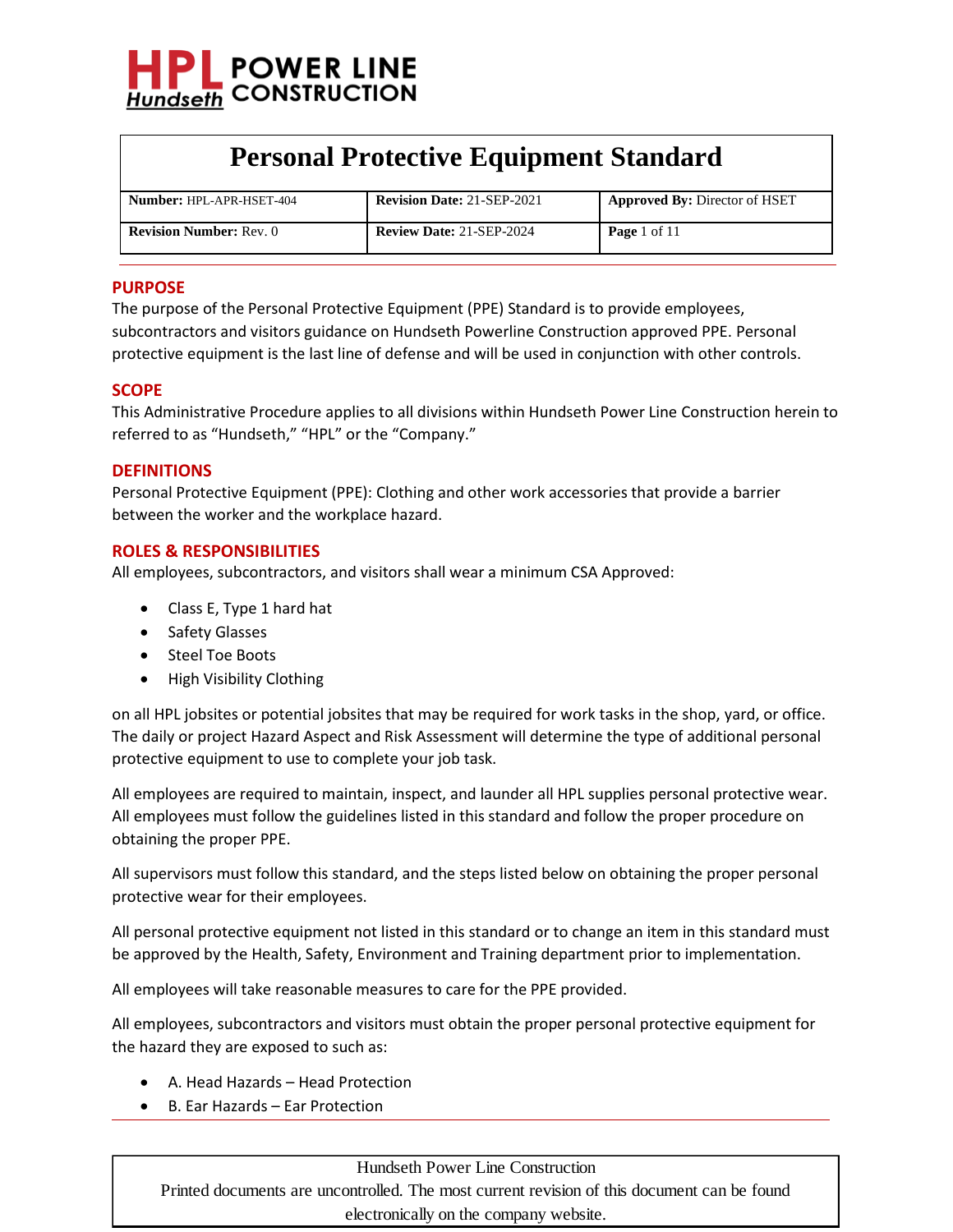# Personal Protective Equipment Standard

| **Number:** HPL-APR-HSET-404 | **Revision Date:** 21-SEP-2021 | **Approved By:** Director of HSET |
|---|---|---|
| **Revision Number:** Rev. 0 | **Review Date:** 21-SEP-2024 | **Page** 1 of 11 |

## PURPOSE

The purpose of the Personal Protective Equipment (PPE) Standard is to provide employees, subcontractors and visitors guidance on Hundseth Powerline Construction approved PPE. Personal protective equipment is the last line of defense and will be used in conjunction with other controls.

## SCOPE

This Administrative Procedure applies to all divisions within Hundseth Power Line Construction herein to referred to as "Hundseth," "HPL" or the "Company."

## DEFINITIONS

Personal Protective Equipment (PPE): Clothing and other work accessories that provide a barrier between the worker and the workplace hazard.

## ROLES & RESPONSIBILITIES

All employees, subcontractors, and visitors shall wear a minimum CSA Approved:

- Class E, Type 1 hard hat
- Safety Glasses
- Steel Toe Boots
- High Visibility Clothing

on all HPL jobsites or potential jobsites that may be required for work tasks in the shop, yard, or office. The daily or project Hazard Aspect and Risk Assessment will determine the type of additional personal protective equipment to use to complete your job task.

All employees are required to maintain, inspect, and launder all HPL supplies personal protective wear. All employees must follow the guidelines listed in this standard and follow the proper procedure on obtaining the proper PPE.

All supervisors must follow this standard, and the steps listed below on obtaining the proper personal protective wear for their employees.

All personal protective equipment not listed in this standard or to change an item in this standard must be approved by the Health, Safety, Environment and Training department prior to implementation.

All employees will take reasonable measures to care for the PPE provided.

All employees, subcontractors and visitors must obtain the proper personal protective equipment for the hazard they are exposed to such as:

- A. Head Hazards – Head Protection
- B. Ear Hazards – Ear Protection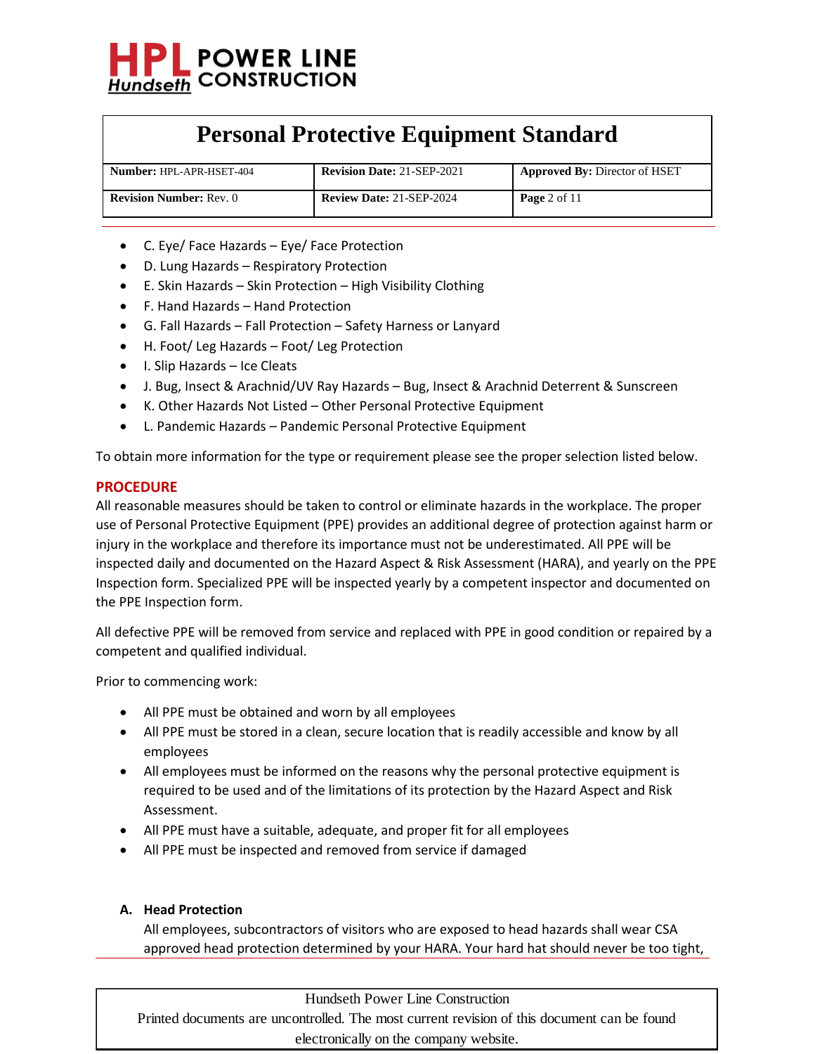- C. Eye/ Face Hazards – Eye/ Face Protection
- D. Lung Hazards – Respiratory Protection
- E. Skin Hazards – Skin Protection – High Visibility Clothing
- F. Hand Hazards – Hand Protection
- G. Fall Hazards – Fall Protection – Safety Harness or Lanyard
- H. Foot/ Leg Hazards – Foot/ Leg Protection
- I. Slip Hazards – Ice Cleats
- J. Bug, Insect & Arachnid/UV Ray Hazards – Bug, Insect & Arachnid Deterrent & Sunscreen
- K. Other Hazards Not Listed – Other Personal Protective Equipment
- L. Pandemic Hazards – Pandemic Personal Protective Equipment

To obtain more information for the type or requirement please see the proper selection listed below.

## PROCEDURE

All reasonable measures should be taken to control or eliminate hazards in the workplace. The proper use of Personal Protective Equipment (PPE) provides an additional degree of protection against harm or injury in the workplace and therefore its importance must not be underestimated. All PPE will be inspected daily and documented on the Hazard Aspect & Risk Assessment (HARA), and yearly on the PPE Inspection form. Specialized PPE will be inspected yearly by a competent inspector and documented on the PPE Inspection form.

All defective PPE will be removed from service and replaced with PPE in good condition or repaired by a competent and qualified individual.

Prior to commencing work:

- All PPE must be obtained and worn by all employees
- All PPE must be stored in a clean, secure location that is readily accessible and know by all employees
- All employees must be informed on the reasons why the personal protective equipment is required to be used and of the limitations of its protection by the Hazard Aspect and Risk Assessment.
- All PPE must have a suitable, adequate, and proper fit for all employees
- All PPE must be inspected and removed from service if damaged

### A. Head Protection

All employees, subcontractors of visitors who are exposed to head hazards shall wear CSA approved head protection determined by your HARA. Your hard hat should never be too tight,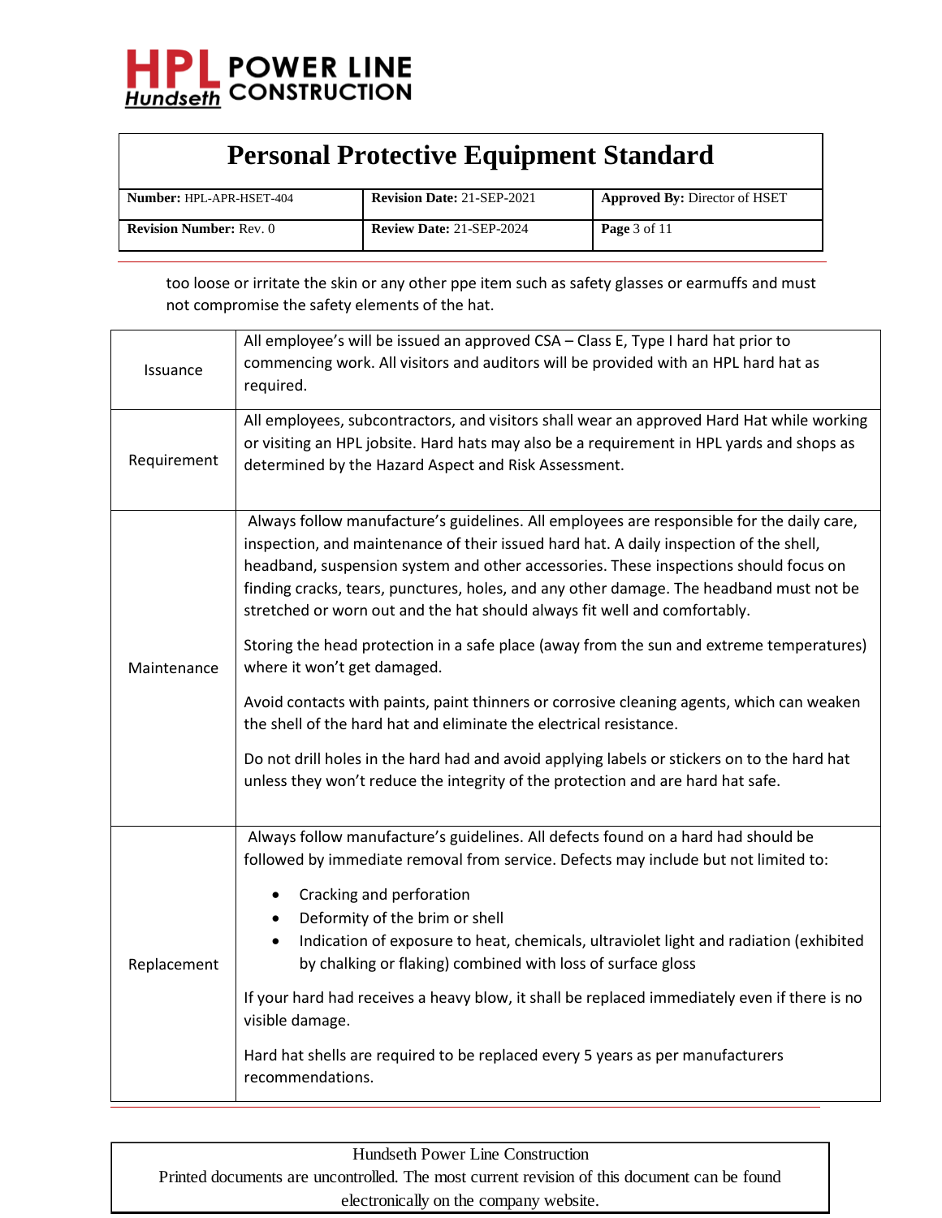too loose or irritate the skin or any other ppe item such as safety glasses or earmuffs and must not compromise the safety elements of the hat.

| | |
|---|---|
| Issuance | All employee's will be issued an approved CSA – Class E, Type I hard hat prior to commencing work. All visitors and auditors will be provided with an HPL hard hat as required. |
| Requirement | All employees, subcontractors, and visitors shall wear an approved Hard Hat while working or visiting an HPL jobsite. Hard hats may also be a requirement in HPL yards and shops as determined by the Hazard Aspect and Risk Assessment. |
| Maintenance | Always follow manufacture's guidelines. All employees are responsible for the daily care, inspection, and maintenance of their issued hard hat. A daily inspection of the shell, headband, suspension system and other accessories. These inspections should focus on finding cracks, tears, punctures, holes, and any other damage. The headband must not be stretched or worn out and the hat should always fit well and comfortably.<br><br>Storing the head protection in a safe place (away from the sun and extreme temperatures) where it won't get damaged.<br><br>Avoid contacts with paints, paint thinners or corrosive cleaning agents, which can weaken the shell of the hard hat and eliminate the electrical resistance.<br><br>Do not drill holes in the hard had and avoid applying labels or stickers on to the hard hat unless they won't reduce the integrity of the protection and are hard hat safe. |
| Replacement | Always follow manufacture's guidelines. All defects found on a hard had should be followed by immediate removal from service. Defects may include but not limited to:<br>• Cracking and perforation<br>• Deformity of the brim or shell<br>• Indication of exposure to heat, chemicals, ultraviolet light and radiation (exhibited by chalking or flaking) combined with loss of surface gloss<br><br>If your hard had receives a heavy blow, it shall be replaced immediately even if there is no visible damage.<br><br>Hard hat shells are required to be replaced every 5 years as per manufacturers recommendations. |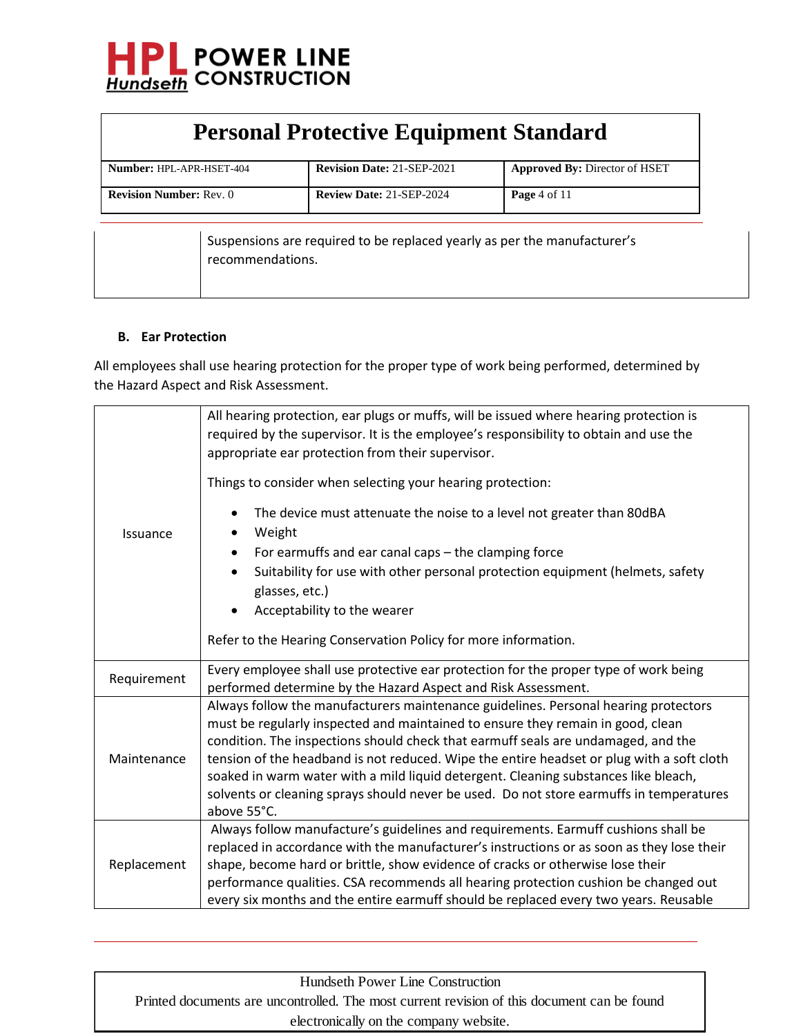| | |
|---|---|
| | Suspensions are required to be replaced yearly as per the manufacturer's recommendations. |

### B. Ear Protection

All employees shall use hearing protection for the proper type of work being performed, determined by the Hazard Aspect and Risk Assessment.

| | |
|---|---|
| Issuance | All hearing protection, ear plugs or muffs, will be issued where hearing protection is required by the supervisor. It is the employee's responsibility to obtain and use the appropriate ear protection from their supervisor.<br><br>Things to consider when selecting your hearing protection:<br><br>• The device must attenuate the noise to a level not greater than 80dBA<br>• Weight<br>• For earmuffs and ear canal caps – the clamping force<br>• Suitability for use with other personal protection equipment (helmets, safety glasses, etc.)<br>• Acceptability to the wearer<br><br>Refer to the Hearing Conservation Policy for more information. |
| Requirement | Every employee shall use protective ear protection for the proper type of work being performed determine by the Hazard Aspect and Risk Assessment. |
| Maintenance | Always follow the manufacturers maintenance guidelines. Personal hearing protectors must be regularly inspected and maintained to ensure they remain in good, clean condition. The inspections should check that earmuff seals are undamaged, and the tension of the headband is not reduced. Wipe the entire headset or plug with a soft cloth soaked in warm water with a mild liquid detergent. Cleaning substances like bleach, solvents or cleaning sprays should never be used. Do not store earmuffs in temperatures above 55°C. |
| Replacement | Always follow manufacture's guidelines and requirements. Earmuff cushions shall be replaced in accordance with the manufacturer's instructions or as soon as they lose their shape, become hard or brittle, show evidence of cracks or otherwise lose their performance qualities. CSA recommends all hearing protection cushion be changed out every six months and the entire earmuff should be replaced every two years. Reusable |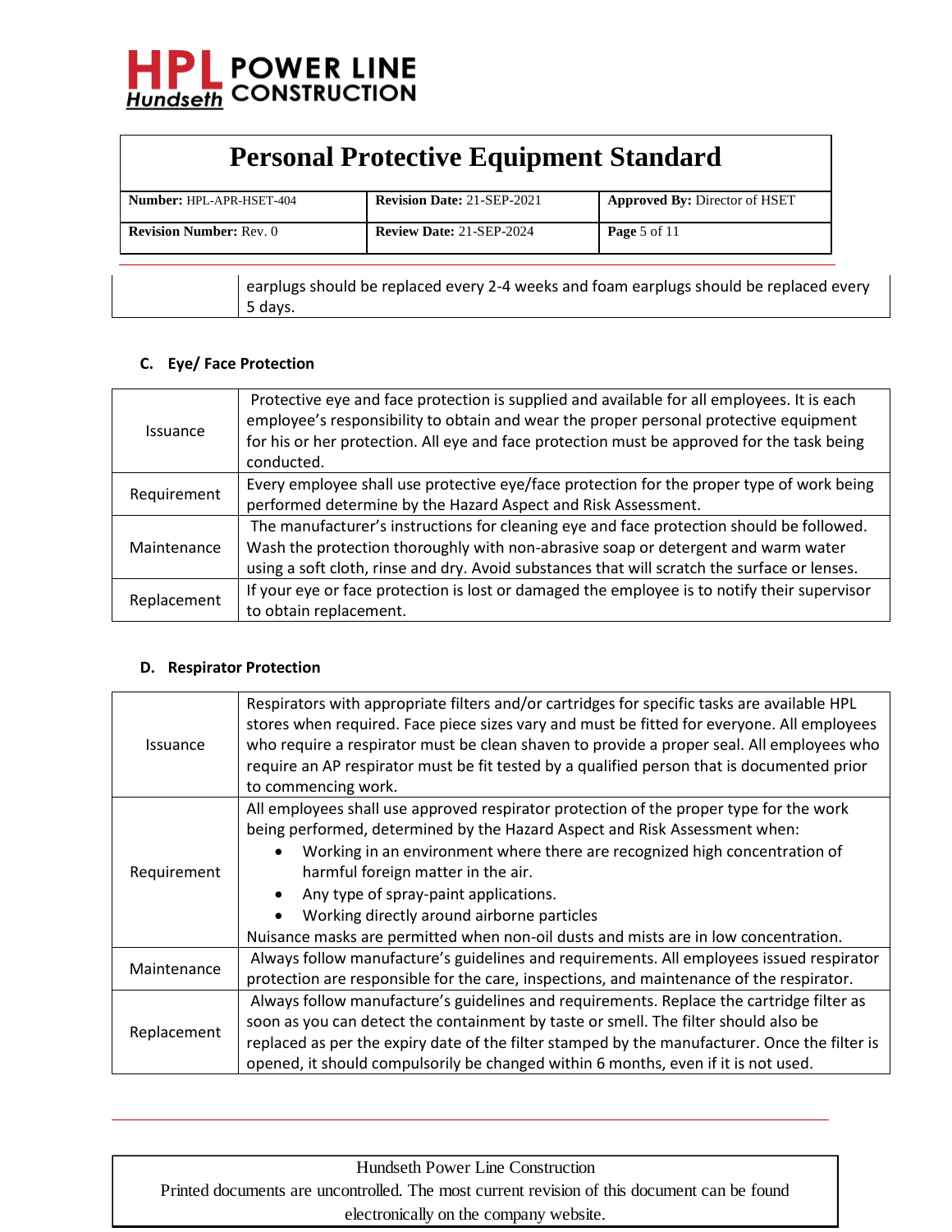| | |
|---|---|
| | earplugs should be replaced every 2-4 weeks and foam earplugs should be replaced every 5 days. |

### C. Eye/ Face Protection

| | |
|---|---|
| Issuance | Protective eye and face protection is supplied and available for all employees. It is each employee's responsibility to obtain and wear the proper personal protective equipment for his or her protection. All eye and face protection must be approved for the task being conducted. |
| Requirement | Every employee shall use protective eye/face protection for the proper type of work being performed determine by the Hazard Aspect and Risk Assessment. |
| Maintenance | The manufacturer's instructions for cleaning eye and face protection should be followed. Wash the protection thoroughly with non-abrasive soap or detergent and warm water using a soft cloth, rinse and dry. Avoid substances that will scratch the surface or lenses. |
| Replacement | If your eye or face protection is lost or damaged the employee is to notify their supervisor to obtain replacement. |

### D. Respirator Protection

| | |
|---|---|
| Issuance | Respirators with appropriate filters and/or cartridges for specific tasks are available HPL stores when required. Face piece sizes vary and must be fitted for everyone. All employees who require a respirator must be clean shaven to provide a proper seal. All employees who require an AP respirator must be fit tested by a qualified person that is documented prior to commencing work. |
| Requirement | All employees shall use approved respirator protection of the proper type for the work being performed, determined by the Hazard Aspect and Risk Assessment when:<br>• Working in an environment where there are recognized high concentration of harmful foreign matter in the air.<br>• Any type of spray-paint applications.<br>• Working directly around airborne particles<br>Nuisance masks are permitted when non-oil dusts and mists are in low concentration. |
| Maintenance | Always follow manufacture's guidelines and requirements. All employees issued respirator protection are responsible for the care, inspections, and maintenance of the respirator. |
| Replacement | Always follow manufacture's guidelines and requirements. Replace the cartridge filter as soon as you can detect the containment by taste or smell. The filter should also be replaced as per the expiry date of the filter stamped by the manufacturer. Once the filter is opened, it should compulsorily be changed within 6 months, even if it is not used. |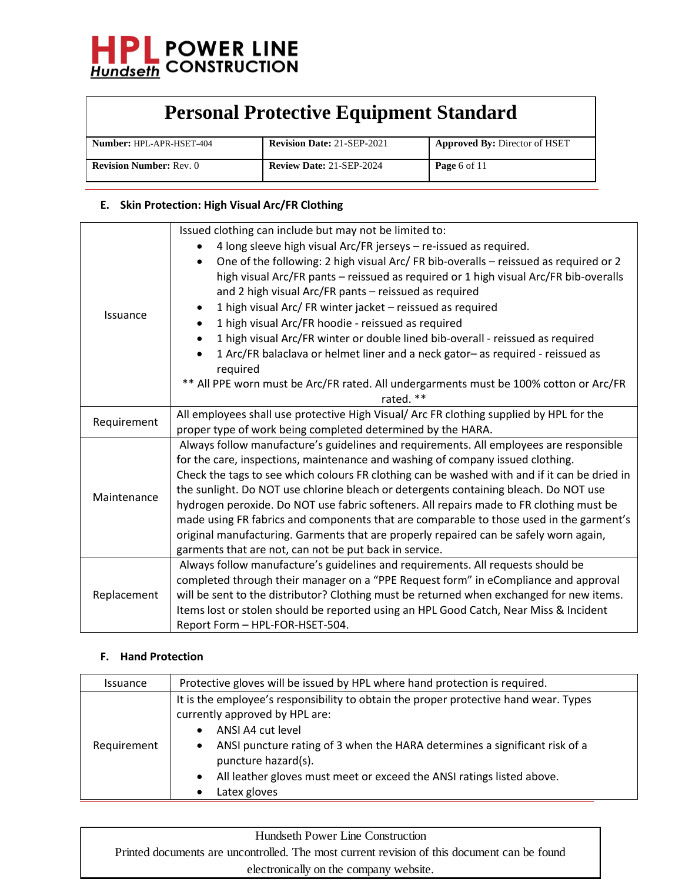### E. Skin Protection: High Visual Arc/FR Clothing

| | |
|---|---|
| Issuance | Issued clothing can include but may not be limited to:<br>• 4 long sleeve high visual Arc/FR jerseys – re-issued as required.<br>• One of the following: 2 high visual Arc/ FR bib-overalls – reissued as required or 2 high visual Arc/FR pants – reissued as required or 1 high visual Arc/FR bib-overalls and 2 high visual Arc/FR pants – reissued as required<br>• 1 high visual Arc/ FR winter jacket – reissued as required<br>• 1 high visual Arc/FR hoodie - reissued as required<br>• 1 high visual Arc/FR winter or double lined bib-overall - reissued as required<br>• 1 Arc/FR balaclava or helmet liner and a neck gator– as required - reissued as required<br>** All PPE worn must be Arc/FR rated. All undergarments must be 100% cotton or Arc/FR rated. ** |
| Requirement | All employees shall use protective High Visual/ Arc FR clothing supplied by HPL for the proper type of work being completed determined by the HARA. |
| Maintenance | Always follow manufacture's guidelines and requirements. All employees are responsible for the care, inspections, maintenance and washing of company issued clothing. Check the tags to see which colours FR clothing can be washed with and if it can be dried in the sunlight. Do NOT use chlorine bleach or detergents containing bleach. Do NOT use hydrogen peroxide. Do NOT use fabric softeners. All repairs made to FR clothing must be made using FR fabrics and components that are comparable to those used in the garment's original manufacturing. Garments that are properly repaired can be safely worn again, garments that are not, can not be put back in service. |
| Replacement | Always follow manufacture's guidelines and requirements. All requests should be completed through their manager on a "PPE Request form" in eCompliance and approval will be sent to the distributor? Clothing must be returned when exchanged for new items. Items lost or stolen should be reported using an HPL Good Catch, Near Miss & Incident Report Form – HPL-FOR-HSET-504. |

### F. Hand Protection

| | |
|---|---|
| Issuance | Protective gloves will be issued by HPL where hand protection is required. |
| Requirement | It is the employee's responsibility to obtain the proper protective hand wear. Types currently approved by HPL are:<br>• ANSI A4 cut level<br>• ANSI puncture rating of 3 when the HARA determines a significant risk of a puncture hazard(s).<br>• All leather gloves must meet or exceed the ANSI ratings listed above.<br>• Latex gloves |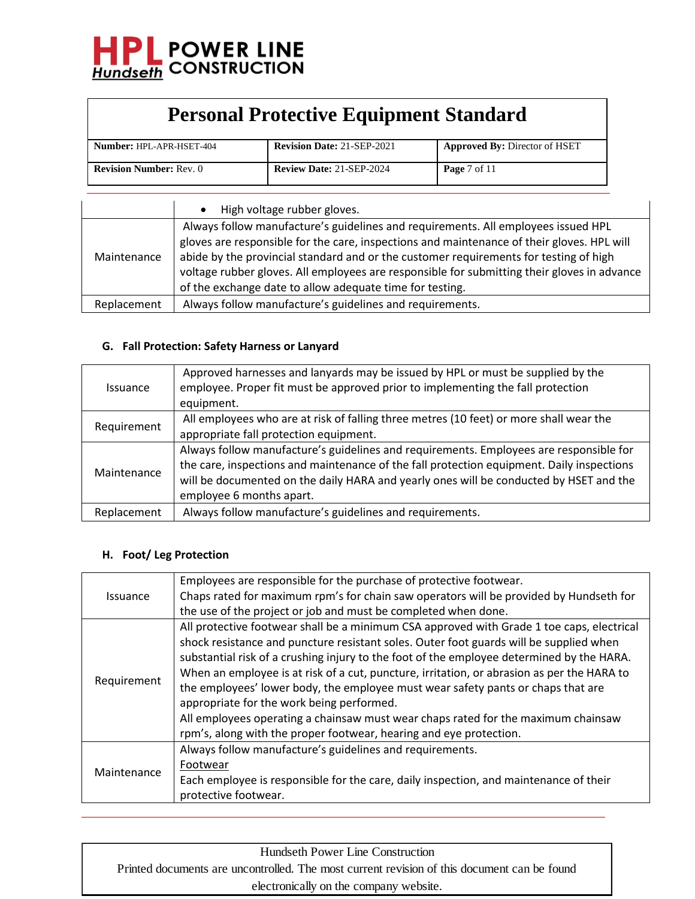| | |
|---|---|
| | • High voltage rubber gloves. |
| Maintenance | Always follow manufacture's guidelines and requirements. All employees issued HPL gloves are responsible for the care, inspections and maintenance of their gloves. HPL will abide by the provincial standard and or the customer requirements for testing of high voltage rubber gloves. All employees are responsible for submitting their gloves in advance of the exchange date to allow adequate time for testing. |
| Replacement | Always follow manufacture's guidelines and requirements. |

### G. Fall Protection: Safety Harness or Lanyard

| | |
|---|---|
| Issuance | Approved harnesses and lanyards may be issued by HPL or must be supplied by the employee. Proper fit must be approved prior to implementing the fall protection equipment. |
| Requirement | All employees who are at risk of falling three metres (10 feet) or more shall wear the appropriate fall protection equipment. |
| Maintenance | Always follow manufacture's guidelines and requirements. Employees are responsible for the care, inspections and maintenance of the fall protection equipment. Daily inspections will be documented on the daily HARA and yearly ones will be conducted by HSET and the employee 6 months apart. |
| Replacement | Always follow manufacture's guidelines and requirements. |

### H. Foot/ Leg Protection

| | |
|---|---|
| Issuance | Employees are responsible for the purchase of protective footwear.<br>Chaps rated for maximum rpm's for chain saw operators will be provided by Hundseth for the use of the project or job and must be completed when done. |
| Requirement | All protective footwear shall be a minimum CSA approved with Grade 1 toe caps, electrical shock resistance and puncture resistant soles. Outer foot guards will be supplied when substantial risk of a crushing injury to the foot of the employee determined by the HARA. When an employee is at risk of a cut, puncture, irritation, or abrasion as per the HARA to the employees' lower body, the employee must wear safety pants or chaps that are appropriate for the work being performed.<br>All employees operating a chainsaw must wear chaps rated for the maximum chainsaw rpm's, along with the proper footwear, hearing and eye protection. |
| Maintenance | Always follow manufacture's guidelines and requirements.<br>Footwear<br>Each employee is responsible for the care, daily inspection, and maintenance of their protective footwear. |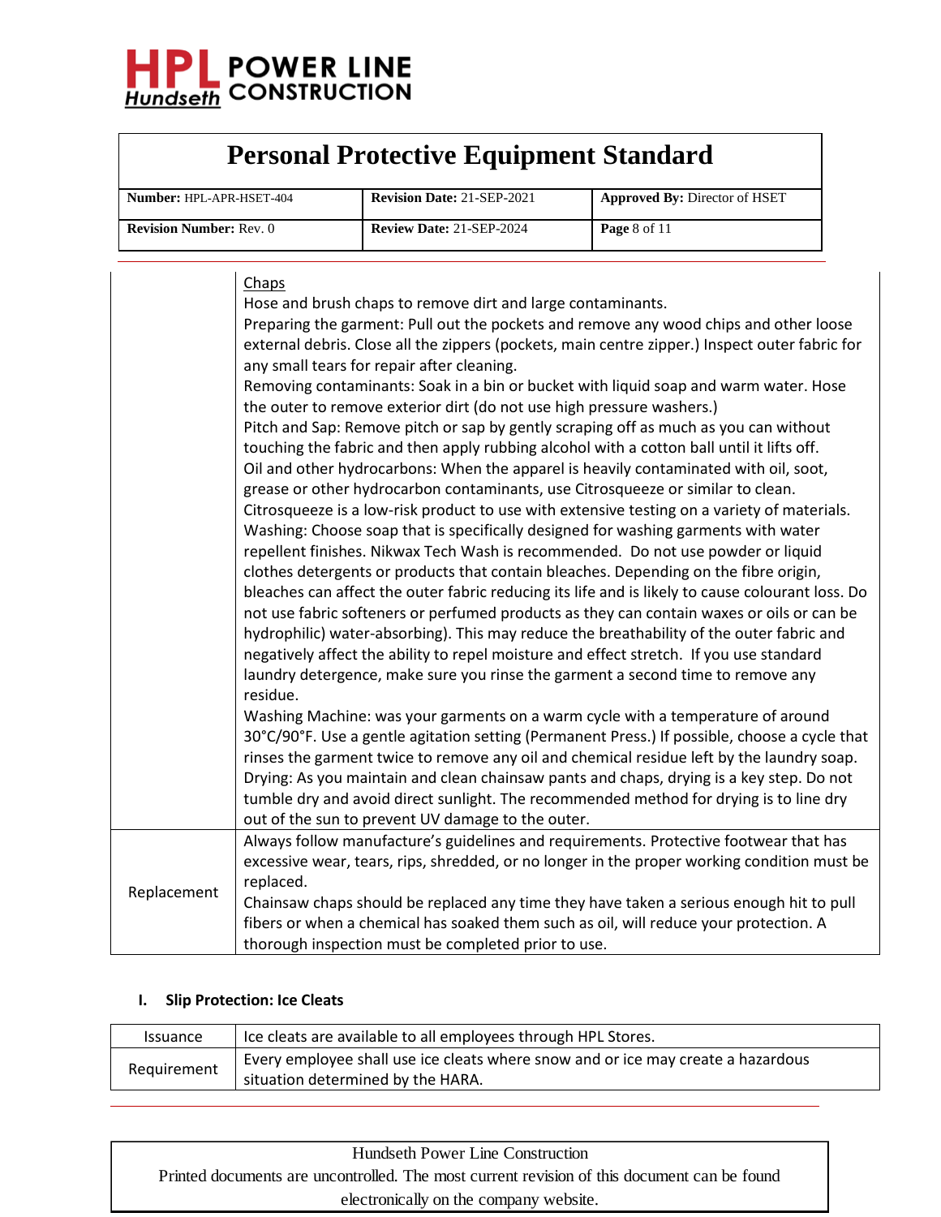| | |
|---|---|
| | Chaps<br>Hose and brush chaps to remove dirt and large contaminants.<br>Preparing the garment: Pull out the pockets and remove any wood chips and other loose external debris. Close all the zippers (pockets, main centre zipper.) Inspect outer fabric for any small tears for repair after cleaning.<br>Removing contaminants: Soak in a bin or bucket with liquid soap and warm water. Hose the outer to remove exterior dirt (do not use high pressure washers.)<br>Pitch and Sap: Remove pitch or sap by gently scraping off as much as you can without touching the fabric and then apply rubbing alcohol with a cotton ball until it lifts off.<br>Oil and other hydrocarbons: When the apparel is heavily contaminated with oil, soot, grease or other hydrocarbon contaminants, use Citrosqueeze or similar to clean. Citrosqueeze is a low-risk product to use with extensive testing on a variety of materials.<br>Washing: Choose soap that is specifically designed for washing garments with water repellent finishes. Nikwax Tech Wash is recommended. Do not use powder or liquid clothes detergents or products that contain bleaches. Depending on the fibre origin, bleaches can affect the outer fabric reducing its life and is likely to cause colourant loss. Do not use fabric softeners or perfumed products as they can contain waxes or oils or can be hydrophilic) water-absorbing). This may reduce the breathability of the outer fabric and negatively affect the ability to repel moisture and effect stretch. If you use standard laundry detergence, make sure you rinse the garment a second time to remove any residue.<br>Washing Machine: was your garments on a warm cycle with a temperature of around 30°C/90°F. Use a gentle agitation setting (Permanent Press.) If possible, choose a cycle that rinses the garment twice to remove any oil and chemical residue left by the laundry soap.<br>Drying: As you maintain and clean chainsaw pants and chaps, drying is a key step. Do not tumble dry and avoid direct sunlight. The recommended method for drying is to line dry out of the sun to prevent UV damage to the outer. |
| Replacement | Always follow manufacture's guidelines and requirements. Protective footwear that has excessive wear, tears, rips, shredded, or no longer in the proper working condition must be replaced.<br>Chainsaw chaps should be replaced any time they have taken a serious enough hit to pull fibers or when a chemical has soaked them such as oil, will reduce your protection. A thorough inspection must be completed prior to use. |

### I. Slip Protection: Ice Cleats

| | |
|---|---|
| Issuance | Ice cleats are available to all employees through HPL Stores. |
| Requirement | Every employee shall use ice cleats where snow and or ice may create a hazardous situation determined by the HARA. |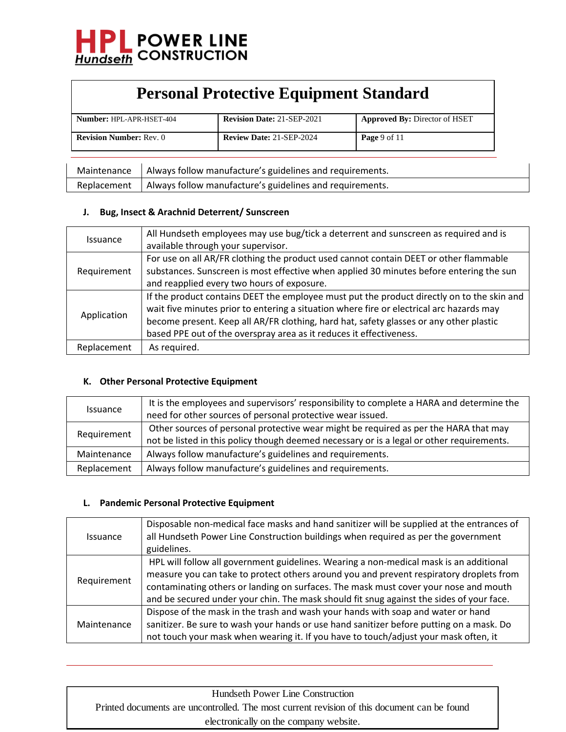| | |
|---|---|
| Maintenance | Always follow manufacture's guidelines and requirements. |
| Replacement | Always follow manufacture's guidelines and requirements. |

#### J. Bug, Insect & Arachnid Deterrent/ Sunscreen

| | |
|---|---|
| Issuance | All Hundseth employees may use bug/tick a deterrent and sunscreen as required and is available through your supervisor. |
| Requirement | For use on all AR/FR clothing the product used cannot contain DEET or other flammable substances. Sunscreen is most effective when applied 30 minutes before entering the sun and reapplied every two hours of exposure. |
| Application | If the product contains DEET the employee must put the product directly on to the skin and wait five minutes prior to entering a situation where fire or electrical arc hazards may become present. Keep all AR/FR clothing, hard hat, safety glasses or any other plastic based PPE out of the overspray area as it reduces it effectiveness. |
| Replacement | As required. |

#### K. Other Personal Protective Equipment

| | |
|---|---|
| Issuance | It is the employees and supervisors' responsibility to complete a HARA and determine the need for other sources of personal protective wear issued. |
| Requirement | Other sources of personal protective wear might be required as per the HARA that may not be listed in this policy though deemed necessary or is a legal or other requirements. |
| Maintenance | Always follow manufacture's guidelines and requirements. |
| Replacement | Always follow manufacture's guidelines and requirements. |

#### L. Pandemic Personal Protective Equipment

| | |
|---|---|
| Issuance | Disposable non-medical face masks and hand sanitizer will be supplied at the entrances of all Hundseth Power Line Construction buildings when required as per the government guidelines. |
| Requirement | HPL will follow all government guidelines. Wearing a non-medical mask is an additional measure you can take to protect others around you and prevent respiratory droplets from contaminating others or landing on surfaces. The mask must cover your nose and mouth and be secured under your chin. The mask should fit snug against the sides of your face. |
| Maintenance | Dispose of the mask in the trash and wash your hands with soap and water or hand sanitizer. Be sure to wash your hands or use hand sanitizer before putting on a mask. Do not touch your mask when wearing it. If you have to touch/adjust your mask often, it |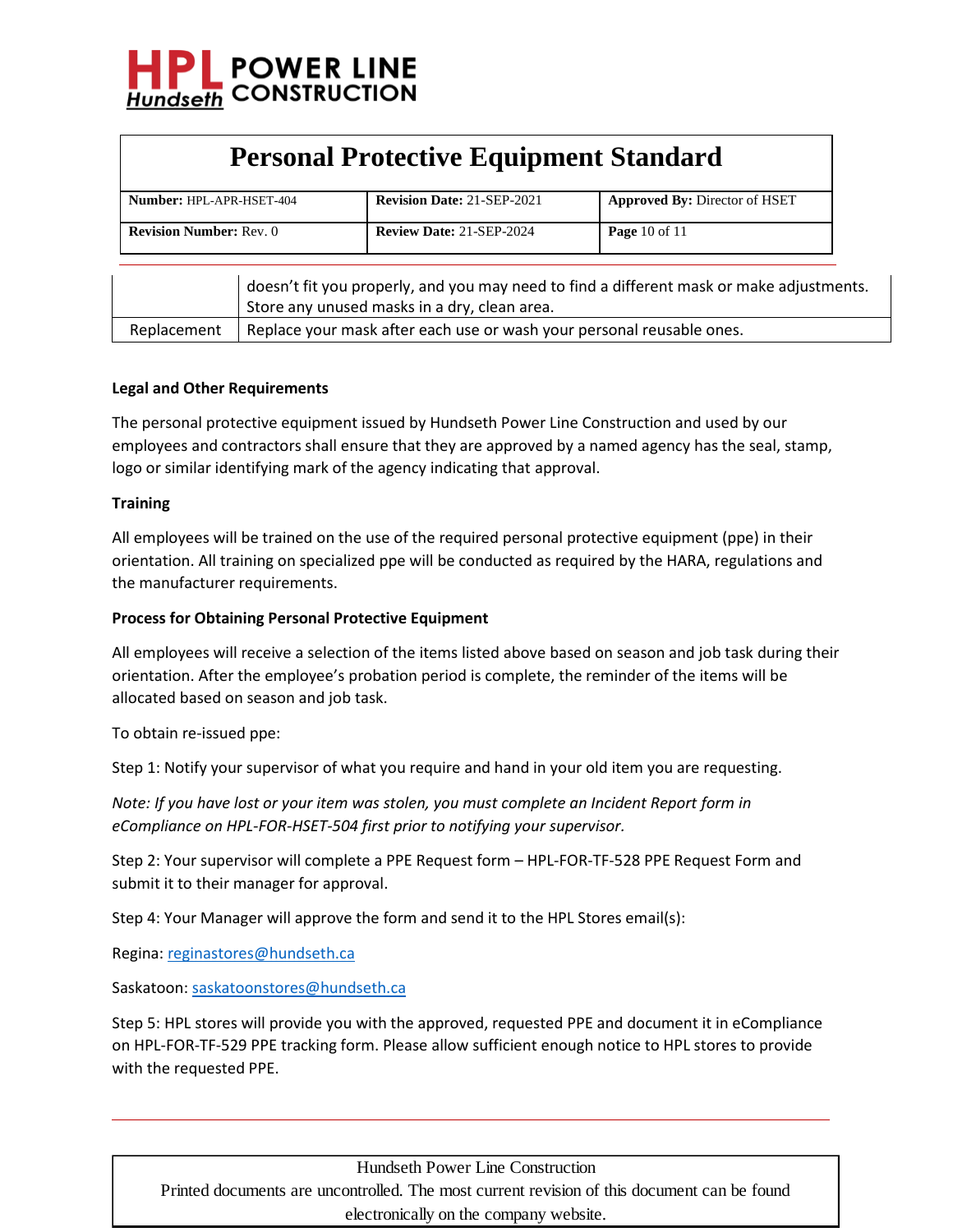| | |
|---|---|
| | doesn't fit you properly, and you may need to find a different mask or make adjustments. Store any unused masks in a dry, clean area. |
| Replacement | Replace your mask after each use or wash your personal reusable ones. |

**Legal and Other Requirements**

The personal protective equipment issued by Hundseth Power Line Construction and used by our employees and contractors shall ensure that they are approved by a named agency has the seal, stamp, logo or similar identifying mark of the agency indicating that approval.

**Training**

All employees will be trained on the use of the required personal protective equipment (ppe) in their orientation. All training on specialized ppe will be conducted as required by the HARA, regulations and the manufacturer requirements.

**Process for Obtaining Personal Protective Equipment**

All employees will receive a selection of the items listed above based on season and job task during their orientation. After the employee's probation period is complete, the reminder of the items will be allocated based on season and job task.

To obtain re-issued ppe:

Step 1: Notify your supervisor of what you require and hand in your old item you are requesting.

*Note: If you have lost or your item was stolen, you must complete an Incident Report form in eCompliance on HPL-FOR-HSET-504 first prior to notifying your supervisor.*

Step 2: Your supervisor will complete a PPE Request form – HPL-FOR-TF-528 PPE Request Form and submit it to their manager for approval.

Step 4: Your Manager will approve the form and send it to the HPL Stores email(s):

Regina: reginastores@hundseth.ca

Saskatoon: saskatoonstores@hundseth.ca

Step 5: HPL stores will provide you with the approved, requested PPE and document it in eCompliance on HPL-FOR-TF-529 PPE tracking form. Please allow sufficient enough notice to HPL stores to provide with the requested PPE.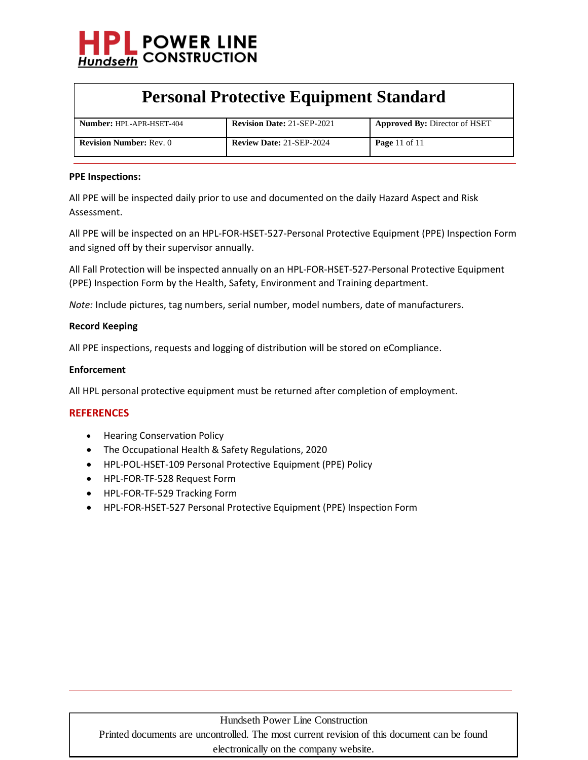**PPE Inspections:**

All PPE will be inspected daily prior to use and documented on the daily Hazard Aspect and Risk Assessment.

All PPE will be inspected on an HPL-FOR-HSET-527-Personal Protective Equipment (PPE) Inspection Form and signed off by their supervisor annually.

All Fall Protection will be inspected annually on an HPL-FOR-HSET-527-Personal Protective Equipment (PPE) Inspection Form by the Health, Safety, Environment and Training department.

*Note:* Include pictures, tag numbers, serial number, model numbers, date of manufacturers.

**Record Keeping**

All PPE inspections, requests and logging of distribution will be stored on eCompliance.

**Enforcement**

All HPL personal protective equipment must be returned after completion of employment.

## REFERENCES

- Hearing Conservation Policy
- The Occupational Health & Safety Regulations, 2020
- HPL-POL-HSET-109 Personal Protective Equipment (PPE) Policy
- HPL-FOR-TF-528 Request Form
- HPL-FOR-TF-529 Tracking Form
- HPL-FOR-HSET-527 Personal Protective Equipment (PPE) Inspection Form